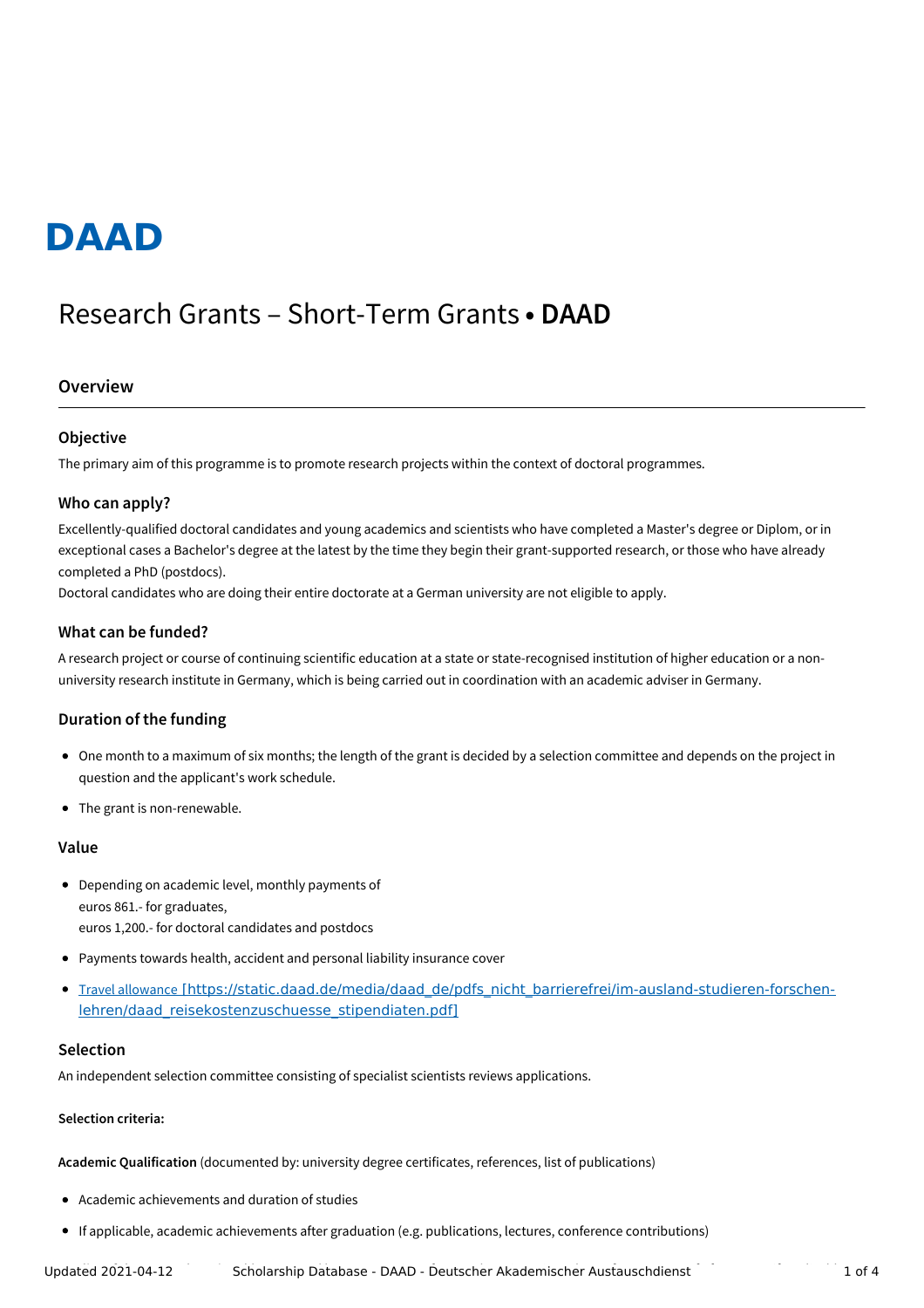# DAAD

## Research Grants – Short-Term Grants • **DAAD**

### Overview

#### Objective

The primary aim of this programme is to promote research projects within the context of doctoral programmes.

#### Who can apply?

Excellently-qualified doctoral candidates and young academics and scientists who have completed a Master's degree or Diplom, or in exceptional cases a Bachelor's degree at the latest by the time they begin their grant-supported research, or those who have already completed a PhD (postdocs).
Doctoral candidates who are doing their entire doctorate at a German university are not eligible to apply.

#### What can be funded?

A research project or course of continuing scientific education at a state or state-recognised institution of higher education or a non-university research institute in Germany, which is being carried out in coordination with an academic adviser in Germany.

#### Duration of the funding

- One month to a maximum of six months; the length of the grant is decided by a selection committee and depends on the project in question and the applicant's work schedule.
- The grant is non-renewable.

#### Value

- Depending on academic level, monthly payments of
  euros 861.- for graduates,
  euros 1,200.- for doctoral candidates and postdocs
- Payments towards health, accident and personal liability insurance cover
- Travel allowance [https://static.daad.de/media/daad_de/pdfs_nicht_barrierefrei/im-ausland-studieren-forschen-lehren/daad_reisekostenzuschuesse_stipendiaten.pdf]

#### Selection

An independent selection committee consisting of specialist scientists reviews applications.

**Selection criteria:**

**Academic Qualification** (documented by: university degree certificates, references, list of publications)

- Academic achievements and duration of studies
- If applicable, academic achievements after graduation (e.g. publications, lectures, conference contributions)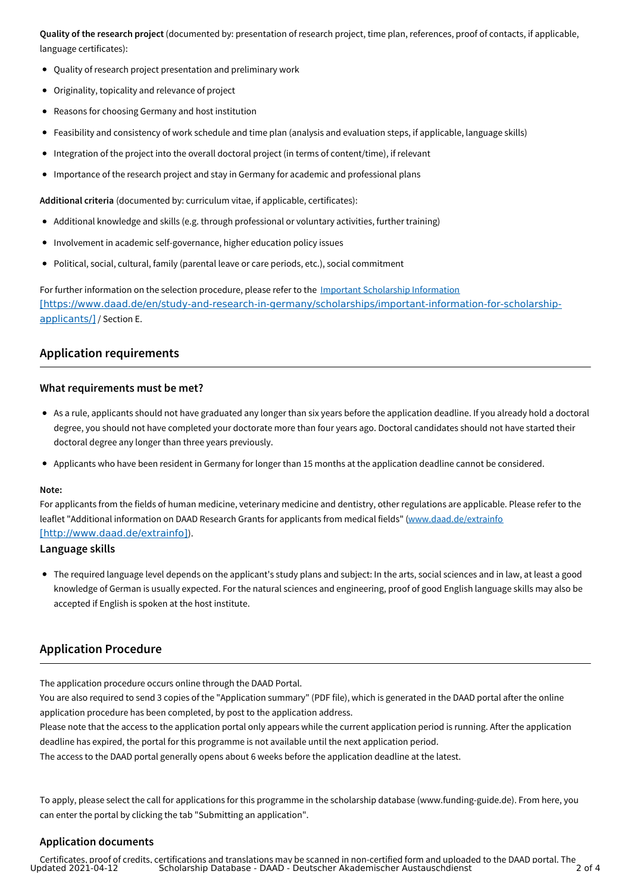**Quality of the research project** (documented by: presentation of research project, time plan, references, proof of contacts, if applicable, language certificates):

- Quality of research project presentation and preliminary work
- Originality, topicality and relevance of project
- Reasons for choosing Germany and host institution
- Feasibility and consistency of work schedule and time plan (analysis and evaluation steps, if applicable, language skills)
- Integration of the project into the overall doctoral project (in terms of content/time), if relevant
- Importance of the research project and stay in Germany for academic and professional plans

**Additional criteria** (documented by: curriculum vitae, if applicable, certificates):

- Additional knowledge and skills (e.g. through professional or voluntary activities, further training)
- Involvement in academic self-governance, higher education policy issues
- Political, social, cultural, family (parental leave or care periods, etc.), social commitment

For further information on the selection procedure, please refer to the Important Scholarship Information [https://www.daad.de/en/study-and-research-in-germany/scholarships/important-information-for-scholarship-applicants/] / Section E.

## Application requirements

### What requirements must be met?

- As a rule, applicants should not have graduated any longer than six years before the application deadline. If you already hold a doctoral degree, you should not have completed your doctorate more than four years ago. Doctoral candidates should not have started their doctoral degree any longer than three years previously.
- Applicants who have been resident in Germany for longer than 15 months at the application deadline cannot be considered.

**Note:**
For applicants from the fields of human medicine, veterinary medicine and dentistry, other regulations are applicable. Please refer to the leaflet "Additional information on DAAD Research Grants for applicants from medical fields" (www.daad.de/extrainfo [http://www.daad.de/extrainfo]).

### Language skills

- The required language level depends on the applicant's study plans and subject: In the arts, social sciences and in law, at least a good knowledge of German is usually expected. For the natural sciences and engineering, proof of good English language skills may also be accepted if English is spoken at the host institute.

## Application Procedure

The application procedure occurs online through the DAAD Portal.
You are also required to send 3 copies of the "Application summary" (PDF file), which is generated in the DAAD portal after the online application procedure has been completed, by post to the application address.
Please note that the access to the application portal only appears while the current application period is running. After the application deadline has expired, the portal for this programme is not available until the next application period.
The access to the DAAD portal generally opens about 6 weeks before the application deadline at the latest.

To apply, please select the call for applications for this programme in the scholarship database (www.funding-guide.de). From here, you can enter the portal by clicking the tab "Submitting an application".

### Application documents

Certificates, proof of credits, certifications and translations may be scanned in non-certified form and uploaded to the DAAD portal. The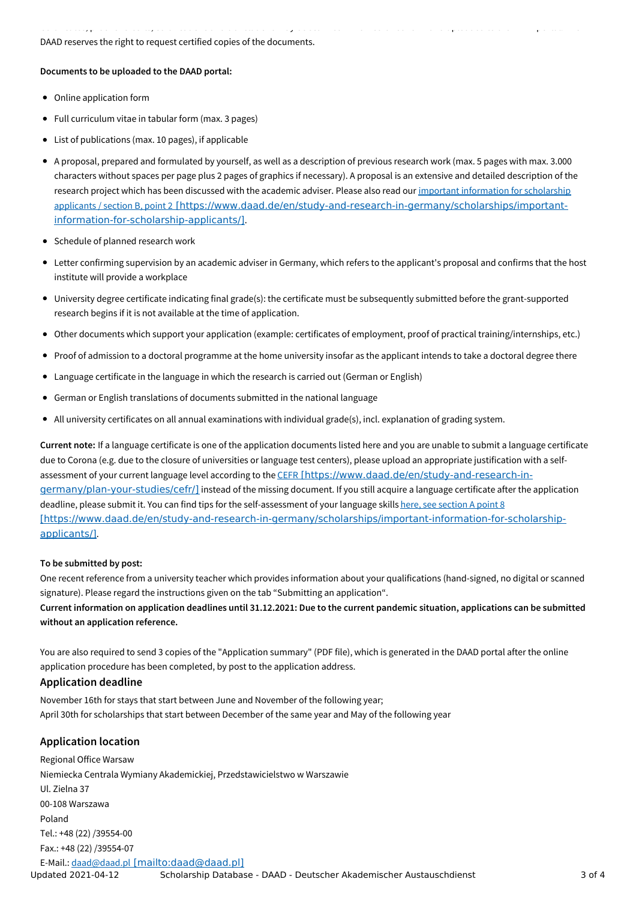DAAD reserves the right to request certified copies of the documents.

**Documents to be uploaded to the DAAD portal:**

- Online application form
- Full curriculum vitae in tabular form (max. 3 pages)
- List of publications (max. 10 pages), if applicable
- A proposal, prepared and formulated by yourself, as well as a description of previous research work (max. 5 pages with max. 3.000 characters without spaces per page plus 2 pages of graphics if necessary). A proposal is an extensive and detailed description of the research project which has been discussed with the academic adviser. Please also read our important information for scholarship applicants / section B, point 2 [https://www.daad.de/en/study-and-research-in-germany/scholarships/important-information-for-scholarship-applicants/].
- Schedule of planned research work
- Letter confirming supervision by an academic adviser in Germany, which refers to the applicant's proposal and confirms that the host institute will provide a workplace
- University degree certificate indicating final grade(s): the certificate must be subsequently submitted before the grant-supported research begins if it is not available at the time of application.
- Other documents which support your application (example: certificates of employment, proof of practical training/internships, etc.)
- Proof of admission to a doctoral programme at the home university insofar as the applicant intends to take a doctoral degree there
- Language certificate in the language in which the research is carried out (German or English)
- German or English translations of documents submitted in the national language
- All university certificates on all annual examinations with individual grade(s), incl. explanation of grading system.

**Current note:** If a language certificate is one of the application documents listed here and you are unable to submit a language certificate due to Corona (e.g. due to the closure of universities or language test centers), please upload an appropriate justification with a self-assessment of your current language level according to the CEFR [https://www.daad.de/en/study-and-research-in-germany/plan-your-studies/cefr/] instead of the missing document. If you still acquire a language certificate after the application deadline, please submit it. You can find tips for the self-assessment of your language skills here, see section A point 8 [https://www.daad.de/en/study-and-research-in-germany/scholarships/important-information-for-scholarship-applicants/].

**To be submitted by post:**

One recent reference from a university teacher which provides information about your qualifications (hand-signed, no digital or scanned signature). Please regard the instructions given on the tab "Submitting an application".

**Current information on application deadlines until 31.12.2021: Due to the current pandemic situation, applications can be submitted without an application reference.**

You are also required to send 3 copies of the "Application summary" (PDF file), which is generated in the DAAD portal after the online application procedure has been completed, by post to the application address.

## Application deadline

November 16th for stays that start between June and November of the following year;
April 30th for scholarships that start between December of the same year and May of the following year

## Application location

Regional Office Warsaw
Niemiecka Centrala Wymiany Akademickiej, Przedstawicielstwo w Warszawie
Ul. Zielna 37
00-108 Warszawa
Poland
Tel.: +48 (22) /39554-00
Fax.: +48 (22) /39554-07
E-Mail.: daad@daad.pl [mailto:daad@daad.pl]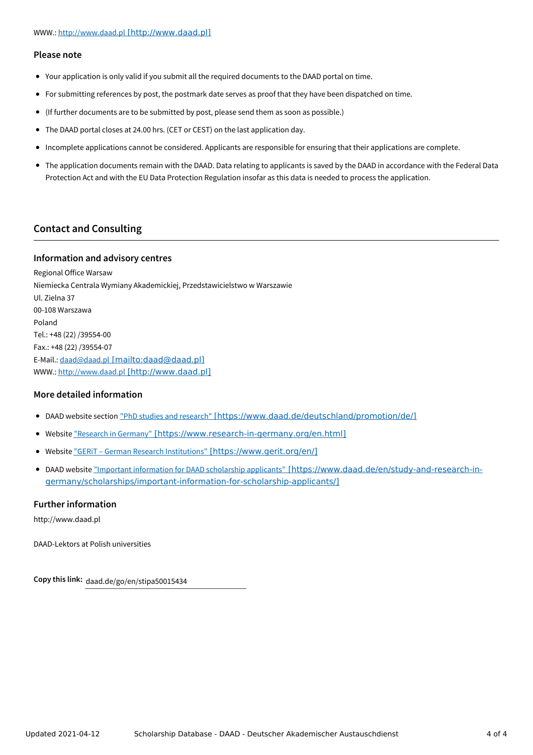WWW.: http://www.daad.pl [http://www.daad.pl]

### Please note

- Your application is only valid if you submit all the required documents to the DAAD portal on time.
- For submitting references by post, the postmark date serves as proof that they have been dispatched on time.
- (If further documents are to be submitted by post, please send them as soon as possible.)
- The DAAD portal closes at 24.00 hrs. (CET or CEST) on the last application day.
- Incomplete applications cannot be considered. Applicants are responsible for ensuring that their applications are complete.
- The application documents remain with the DAAD. Data relating to applicants is saved by the DAAD in accordance with the Federal Data Protection Act and with the EU Data Protection Regulation insofar as this data is needed to process the application.

## Contact and Consulting

### Information and advisory centres

Regional Office Warsaw
Niemiecka Centrala Wymiany Akademickiej, Przedstawicielstwo w Warszawie
Ul. Zielna 37
00-108 Warszawa
Poland
Tel.: +48 (22) /39554-00
Fax.: +48 (22) /39554-07
E-Mail.: daad@daad.pl [mailto:daad@daad.pl]
WWW.: http://www.daad.pl [http://www.daad.pl]

### More detailed information

- DAAD website section "PhD studies and research" [https://www.daad.de/deutschland/promotion/de/]
- Website "Research in Germany" [https://www.research-in-germany.org/en.html]
- Website "GERiT – German Research Institutions" [https://www.gerit.org/en/]
- DAAD website "Important information for DAAD scholarship applicants" [https://www.daad.de/en/study-and-research-in-germany/scholarships/important-information-for-scholarship-applicants/]

### Further information

http://www.daad.pl

DAAD-Lektors at Polish universities

**Copy this link:** daad.de/go/en/stipa50015434